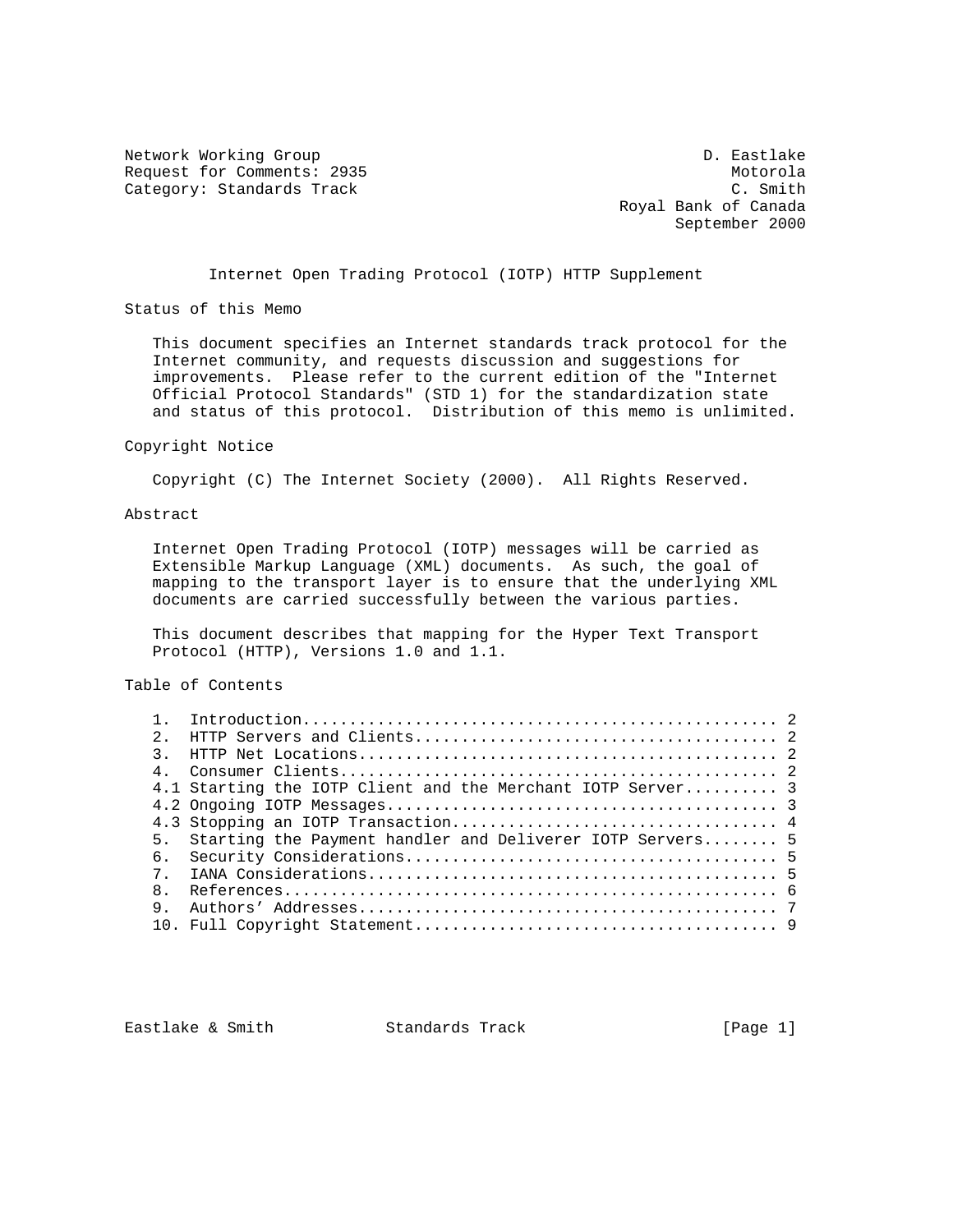Network Working Group D. Eastlake
Request for Comments: 2935 Motorola
Category: Standards Track C. Smith
Royal Bank of Canada
September 2000

# Internet Open Trading Protocol (IOTP) HTTP Supplement

## Status of this Memo

This document specifies an Internet standards track protocol for the Internet community, and requests discussion and suggestions for improvements. Please refer to the current edition of the "Internet Official Protocol Standards" (STD 1) for the standardization state and status of this protocol. Distribution of this memo is unlimited.

## Copyright Notice

Copyright (C) The Internet Society (2000). All Rights Reserved.

## Abstract

Internet Open Trading Protocol (IOTP) messages will be carried as Extensible Markup Language (XML) documents. As such, the goal of mapping to the transport layer is to ensure that the underlying XML documents are carried successfully between the various parties.

This document describes that mapping for the Hyper Text Transport Protocol (HTTP), Versions 1.0 and 1.1.

## Table of Contents

```
1.  Introduction.................................................. 2
2.  HTTP Servers and Clients...................................... 2
3.  HTTP Net Locations............................................ 2
4.  Consumer Clients.............................................. 2
4.1 Starting the IOTP Client and the Merchant IOTP Server......... 3
4.2 Ongoing IOTP Messages......................................... 3
4.3 Stopping an IOTP Transaction.................................. 4
5.  Starting the Payment handler and Deliverer IOTP Servers........ 5
6.  Security Considerations....................................... 5
7.  IANA Considerations........................................... 5
8.  References.................................................... 6
9.  Authors' Addresses............................................ 7
10. Full Copyright Statement...................................... 9
```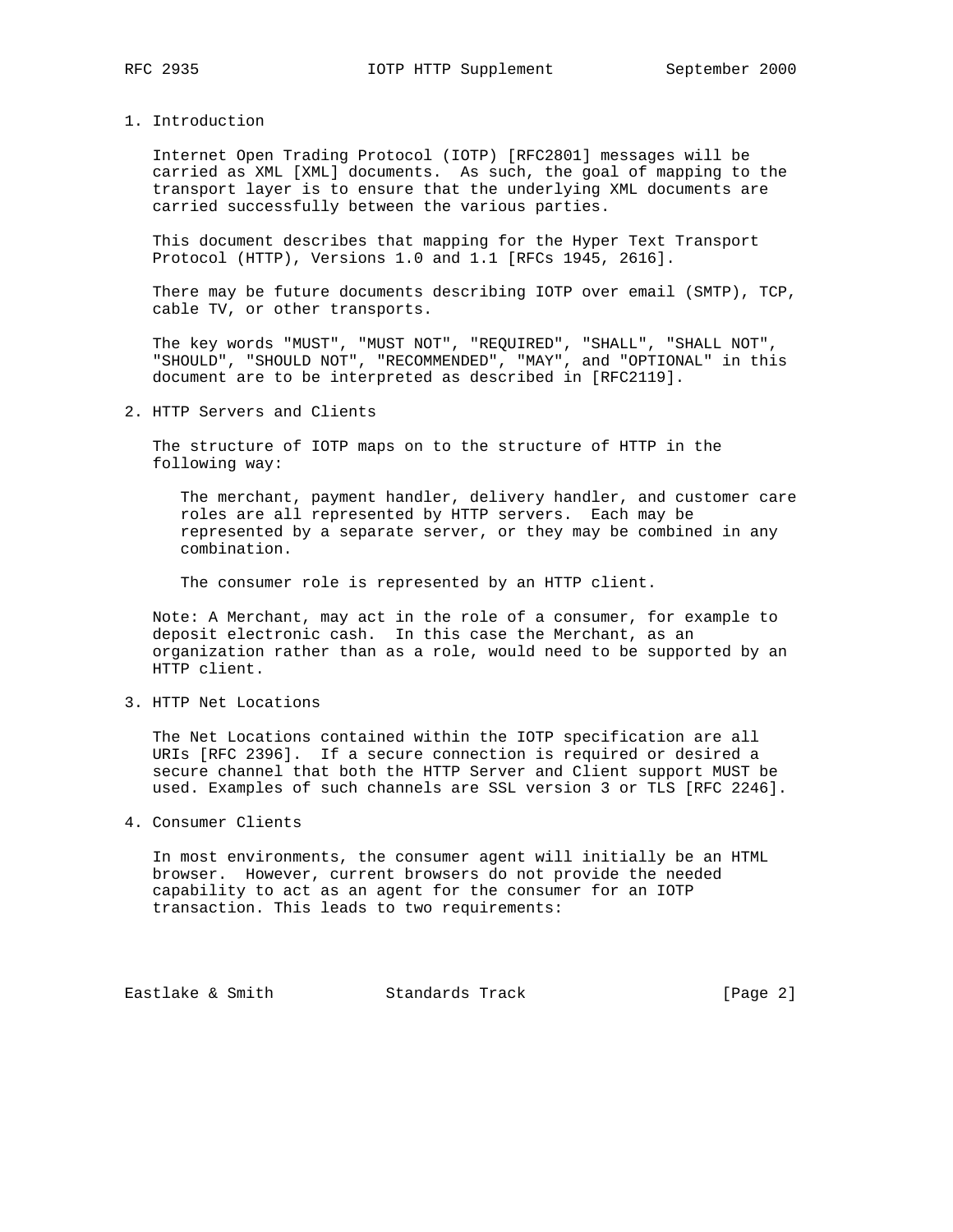## 1. Introduction

Internet Open Trading Protocol (IOTP) [RFC2801] messages will be carried as XML [XML] documents. As such, the goal of mapping to the transport layer is to ensure that the underlying XML documents are carried successfully between the various parties.

This document describes that mapping for the Hyper Text Transport Protocol (HTTP), Versions 1.0 and 1.1 [RFCs 1945, 2616].

There may be future documents describing IOTP over email (SMTP), TCP, cable TV, or other transports.

The key words "MUST", "MUST NOT", "REQUIRED", "SHALL", "SHALL NOT", "SHOULD", "SHOULD NOT", "RECOMMENDED", "MAY", and "OPTIONAL" in this document are to be interpreted as described in [RFC2119].

## 2. HTTP Servers and Clients

The structure of IOTP maps on to the structure of HTTP in the following way:

> The merchant, payment handler, delivery handler, and customer care roles are all represented by HTTP servers. Each may be represented by a separate server, or they may be combined in any combination.
>
> The consumer role is represented by an HTTP client.

Note: A Merchant, may act in the role of a consumer, for example to deposit electronic cash. In this case the Merchant, as an organization rather than as a role, would need to be supported by an HTTP client.

## 3. HTTP Net Locations

The Net Locations contained within the IOTP specification are all URIs [RFC 2396]. If a secure connection is required or desired a secure channel that both the HTTP Server and Client support MUST be used. Examples of such channels are SSL version 3 or TLS [RFC 2246].

## 4. Consumer Clients

In most environments, the consumer agent will initially be an HTML browser. However, current browsers do not provide the needed capability to act as an agent for the consumer for an IOTP transaction. This leads to two requirements: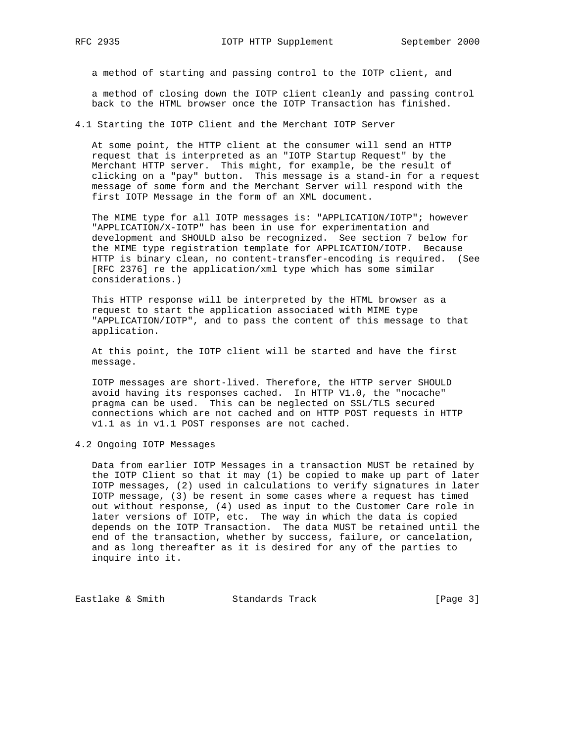a method of starting and passing control to the IOTP client, and

a method of closing down the IOTP client cleanly and passing control back to the HTML browser once the IOTP Transaction has finished.

## 4.1 Starting the IOTP Client and the Merchant IOTP Server

At some point, the HTTP client at the consumer will send an HTTP request that is interpreted as an "IOTP Startup Request" by the Merchant HTTP server. This might, for example, be the result of clicking on a "pay" button. This message is a stand-in for a request message of some form and the Merchant Server will respond with the first IOTP Message in the form of an XML document.

The MIME type for all IOTP messages is: "APPLICATION/IOTP"; however "APPLICATION/X-IOTP" has been in use for experimentation and development and SHOULD also be recognized. See section 7 below for the MIME type registration template for APPLICATION/IOTP. Because HTTP is binary clean, no content-transfer-encoding is required. (See [RFC 2376] re the application/xml type which has some similar considerations.)

This HTTP response will be interpreted by the HTML browser as a request to start the application associated with MIME type "APPLICATION/IOTP", and to pass the content of this message to that application.

At this point, the IOTP client will be started and have the first message.

IOTP messages are short-lived. Therefore, the HTTP server SHOULD avoid having its responses cached. In HTTP V1.0, the "nocache" pragma can be used. This can be neglected on SSL/TLS secured connections which are not cached and on HTTP POST requests in HTTP v1.1 as in v1.1 POST responses are not cached.

## 4.2 Ongoing IOTP Messages

Data from earlier IOTP Messages in a transaction MUST be retained by the IOTP Client so that it may (1) be copied to make up part of later IOTP messages, (2) used in calculations to verify signatures in later IOTP message, (3) be resent in some cases where a request has timed out without response, (4) used as input to the Customer Care role in later versions of IOTP, etc. The way in which the data is copied depends on the IOTP Transaction. The data MUST be retained until the end of the transaction, whether by success, failure, or cancelation, and as long thereafter as it is desired for any of the parties to inquire into it.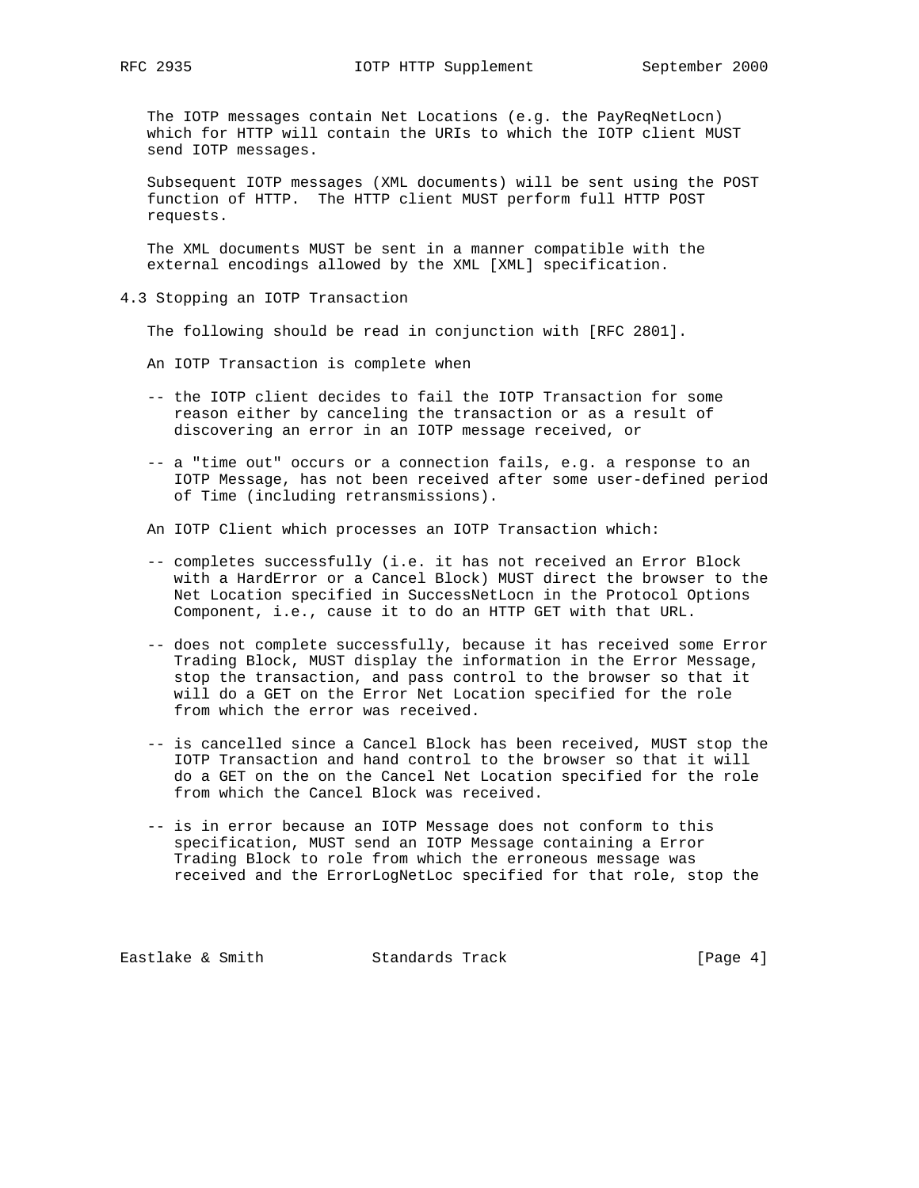The IOTP messages contain Net Locations (e.g. the PayReqNetLocn) which for HTTP will contain the URIs to which the IOTP client MUST send IOTP messages.

Subsequent IOTP messages (XML documents) will be sent using the POST function of HTTP. The HTTP client MUST perform full HTTP POST requests.

The XML documents MUST be sent in a manner compatible with the external encodings allowed by the XML [XML] specification.

## 4.3 Stopping an IOTP Transaction

The following should be read in conjunction with [RFC 2801].

An IOTP Transaction is complete when

- the IOTP client decides to fail the IOTP Transaction for some reason either by canceling the transaction or as a result of discovering an error in an IOTP message received, or
- a "time out" occurs or a connection fails, e.g. a response to an IOTP Message, has not been received after some user-defined period of Time (including retransmissions).

An IOTP Client which processes an IOTP Transaction which:

- completes successfully (i.e. it has not received an Error Block with a HardError or a Cancel Block) MUST direct the browser to the Net Location specified in SuccessNetLocn in the Protocol Options Component, i.e., cause it to do an HTTP GET with that URL.
- does not complete successfully, because it has received some Error Trading Block, MUST display the information in the Error Message, stop the transaction, and pass control to the browser so that it will do a GET on the Error Net Location specified for the role from which the error was received.
- is cancelled since a Cancel Block has been received, MUST stop the IOTP Transaction and hand control to the browser so that it will do a GET on the on the Cancel Net Location specified for the role from which the Cancel Block was received.
- is in error because an IOTP Message does not conform to this specification, MUST send an IOTP Message containing a Error Trading Block to role from which the erroneous message was received and the ErrorLogNetLoc specified for that role, stop the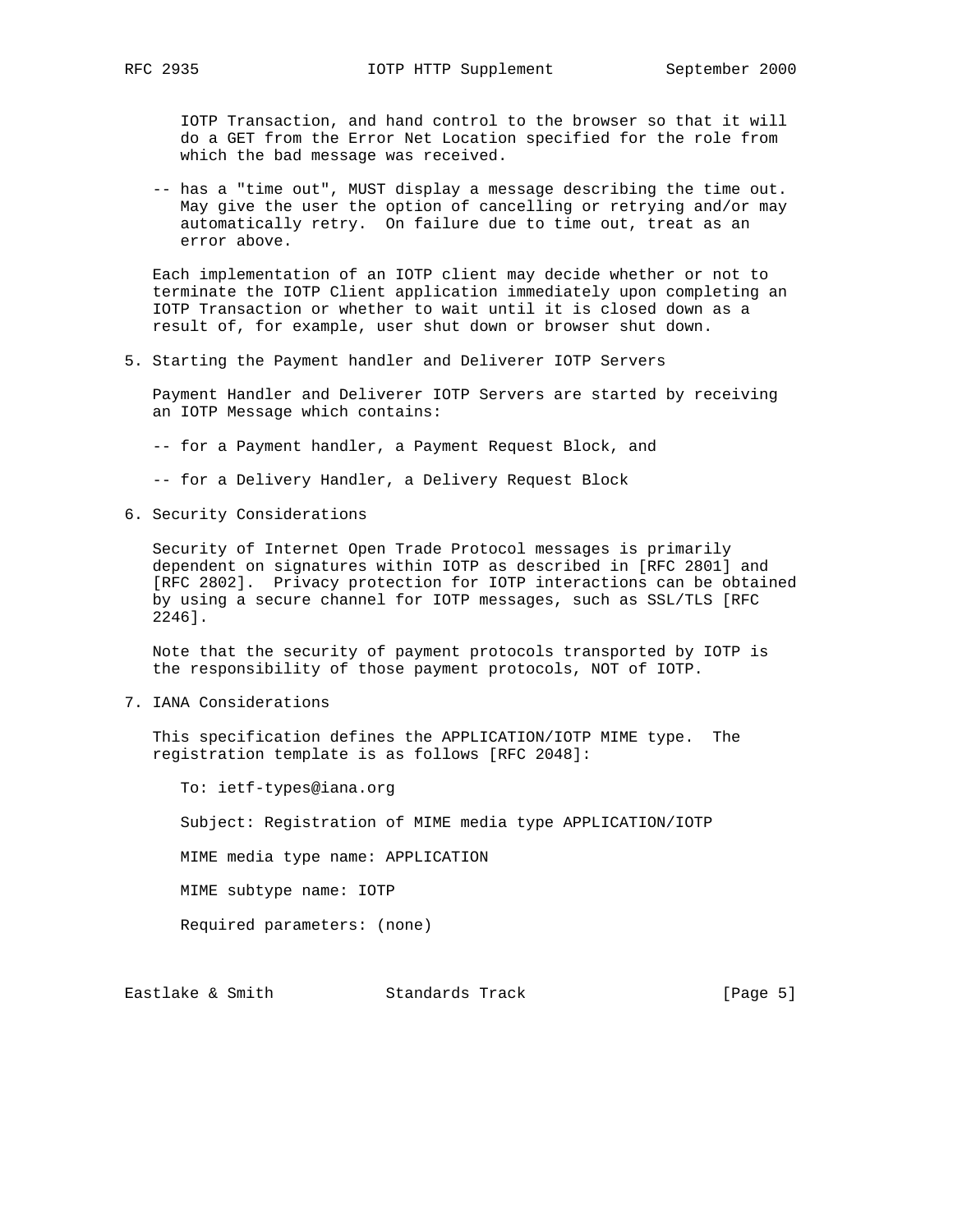IOTP Transaction, and hand control to the browser so that it will do a GET from the Error Net Location specified for the role from which the bad message was received.

-- has a "time out", MUST display a message describing the time out. May give the user the option of cancelling or retrying and/or may automatically retry. On failure due to time out, treat as an error above.

Each implementation of an IOTP client may decide whether or not to terminate the IOTP Client application immediately upon completing an IOTP Transaction or whether to wait until it is closed down as a result of, for example, user shut down or browser shut down.

## 5. Starting the Payment handler and Deliverer IOTP Servers

Payment Handler and Deliverer IOTP Servers are started by receiving an IOTP Message which contains:

-- for a Payment handler, a Payment Request Block, and

-- for a Delivery Handler, a Delivery Request Block

## 6. Security Considerations

Security of Internet Open Trade Protocol messages is primarily dependent on signatures within IOTP as described in [RFC 2801] and [RFC 2802]. Privacy protection for IOTP interactions can be obtained by using a secure channel for IOTP messages, such as SSL/TLS [RFC 2246].

Note that the security of payment protocols transported by IOTP is the responsibility of those payment protocols, NOT of IOTP.

## 7. IANA Considerations

This specification defines the APPLICATION/IOTP MIME type. The registration template is as follows [RFC 2048]:

To: ietf-types@iana.org

Subject: Registration of MIME media type APPLICATION/IOTP

MIME media type name: APPLICATION

MIME subtype name: IOTP

Required parameters: (none)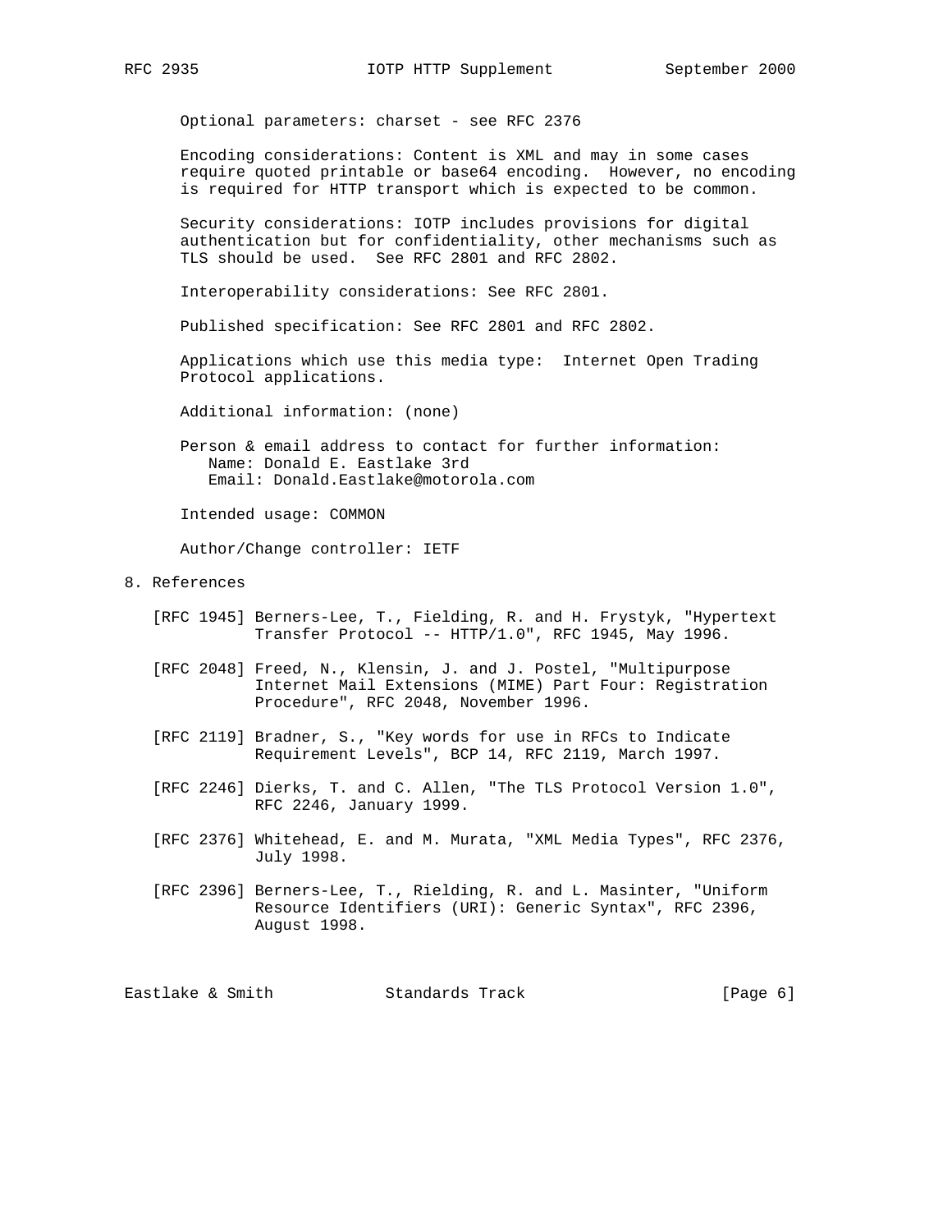Optional parameters: charset - see RFC 2376

Encoding considerations: Content is XML and may in some cases require quoted printable or base64 encoding. However, no encoding is required for HTTP transport which is expected to be common.

Security considerations: IOTP includes provisions for digital authentication but for confidentiality, other mechanisms such as TLS should be used. See RFC 2801 and RFC 2802.

Interoperability considerations: See RFC 2801.

Published specification: See RFC 2801 and RFC 2802.

Applications which use this media type: Internet Open Trading Protocol applications.

Additional information: (none)

Person & email address to contact for further information:
Name: Donald E. Eastlake 3rd
Email: Donald.Eastlake@motorola.com

Intended usage: COMMON

Author/Change controller: IETF

## 8. References

[RFC 1945] Berners-Lee, T., Fielding, R. and H. Frystyk, "Hypertext Transfer Protocol -- HTTP/1.0", RFC 1945, May 1996.

[RFC 2048] Freed, N., Klensin, J. and J. Postel, "Multipurpose Internet Mail Extensions (MIME) Part Four: Registration Procedure", RFC 2048, November 1996.

[RFC 2119] Bradner, S., "Key words for use in RFCs to Indicate Requirement Levels", BCP 14, RFC 2119, March 1997.

[RFC 2246] Dierks, T. and C. Allen, "The TLS Protocol Version 1.0", RFC 2246, January 1999.

[RFC 2376] Whitehead, E. and M. Murata, "XML Media Types", RFC 2376, July 1998.

[RFC 2396] Berners-Lee, T., Rielding, R. and L. Masinter, "Uniform Resource Identifiers (URI): Generic Syntax", RFC 2396, August 1998.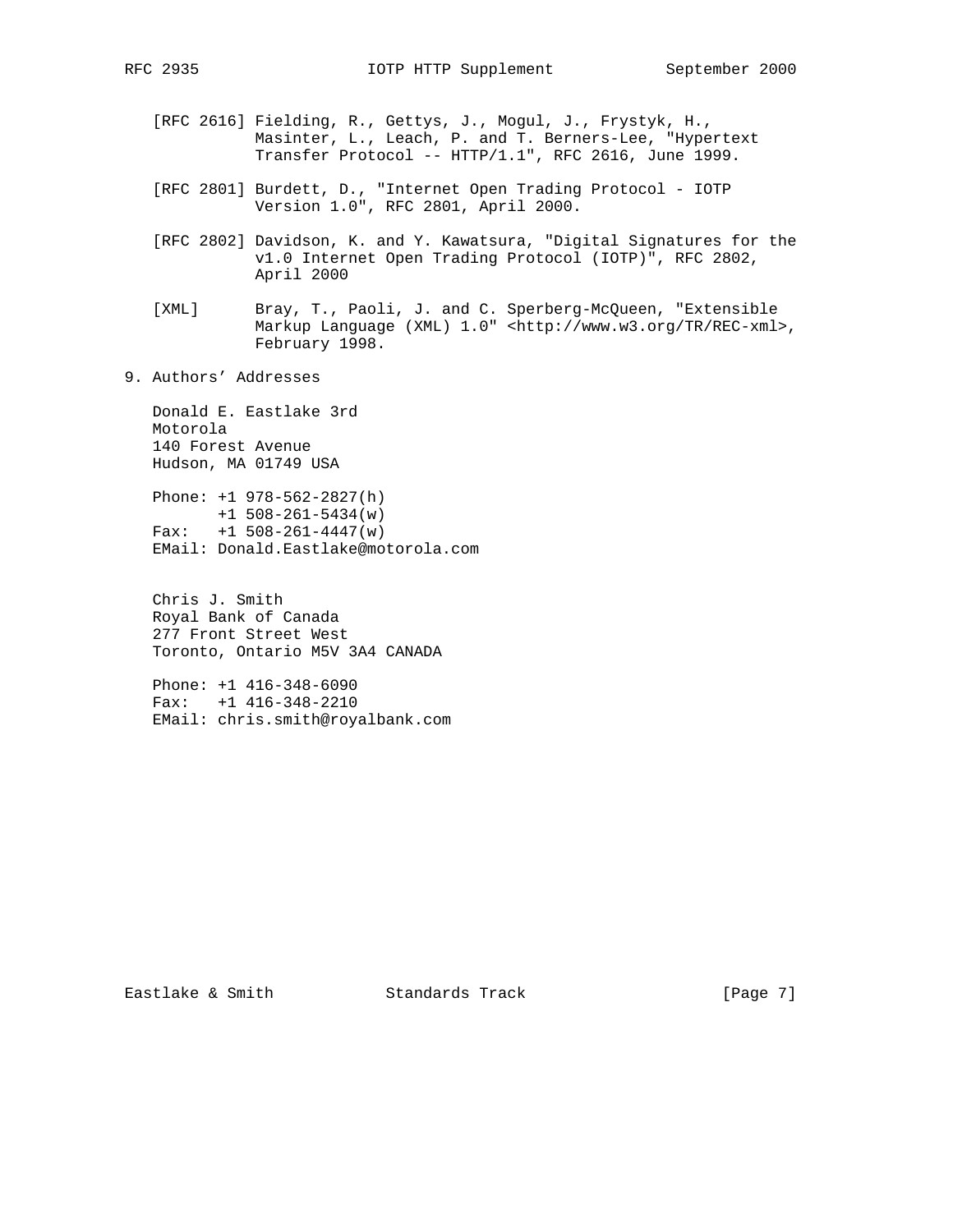[RFC 2616] Fielding, R., Gettys, J., Mogul, J., Frystyk, H., Masinter, L., Leach, P. and T. Berners-Lee, "Hypertext Transfer Protocol -- HTTP/1.1", RFC 2616, June 1999.

[RFC 2801] Burdett, D., "Internet Open Trading Protocol - IOTP Version 1.0", RFC 2801, April 2000.

[RFC 2802] Davidson, K. and Y. Kawatsura, "Digital Signatures for the v1.0 Internet Open Trading Protocol (IOTP)", RFC 2802, April 2000

[XML] Bray, T., Paoli, J. and C. Sperberg-McQueen, "Extensible Markup Language (XML) 1.0" <http://www.w3.org/TR/REC-xml>, February 1998.

## 9. Authors' Addresses

Donald E. Eastlake 3rd
Motorola
140 Forest Avenue
Hudson, MA 01749 USA

Phone: +1 978-562-2827(h)
       +1 508-261-5434(w)
Fax:   +1 508-261-4447(w)
EMail: Donald.Eastlake@motorola.com

Chris J. Smith
Royal Bank of Canada
277 Front Street West
Toronto, Ontario M5V 3A4 CANADA

Phone: +1 416-348-6090
Fax:   +1 416-348-2210
EMail: chris.smith@royalbank.com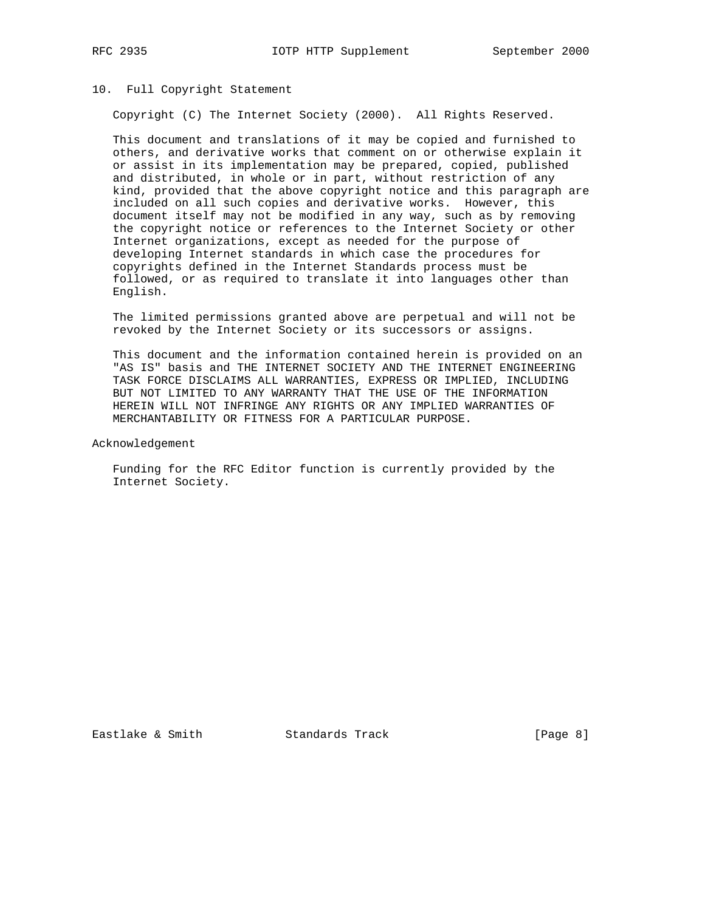## 10. Full Copyright Statement

Copyright (C) The Internet Society (2000). All Rights Reserved.

This document and translations of it may be copied and furnished to others, and derivative works that comment on or otherwise explain it or assist in its implementation may be prepared, copied, published and distributed, in whole or in part, without restriction of any kind, provided that the above copyright notice and this paragraph are included on all such copies and derivative works. However, this document itself may not be modified in any way, such as by removing the copyright notice or references to the Internet Society or other Internet organizations, except as needed for the purpose of developing Internet standards in which case the procedures for copyrights defined in the Internet Standards process must be followed, or as required to translate it into languages other than English.

The limited permissions granted above are perpetual and will not be revoked by the Internet Society or its successors or assigns.

This document and the information contained herein is provided on an "AS IS" basis and THE INTERNET SOCIETY AND THE INTERNET ENGINEERING TASK FORCE DISCLAIMS ALL WARRANTIES, EXPRESS OR IMPLIED, INCLUDING BUT NOT LIMITED TO ANY WARRANTY THAT THE USE OF THE INFORMATION HEREIN WILL NOT INFRINGE ANY RIGHTS OR ANY IMPLIED WARRANTIES OF MERCHANTABILITY OR FITNESS FOR A PARTICULAR PURPOSE.

## Acknowledgement

Funding for the RFC Editor function is currently provided by the Internet Society.